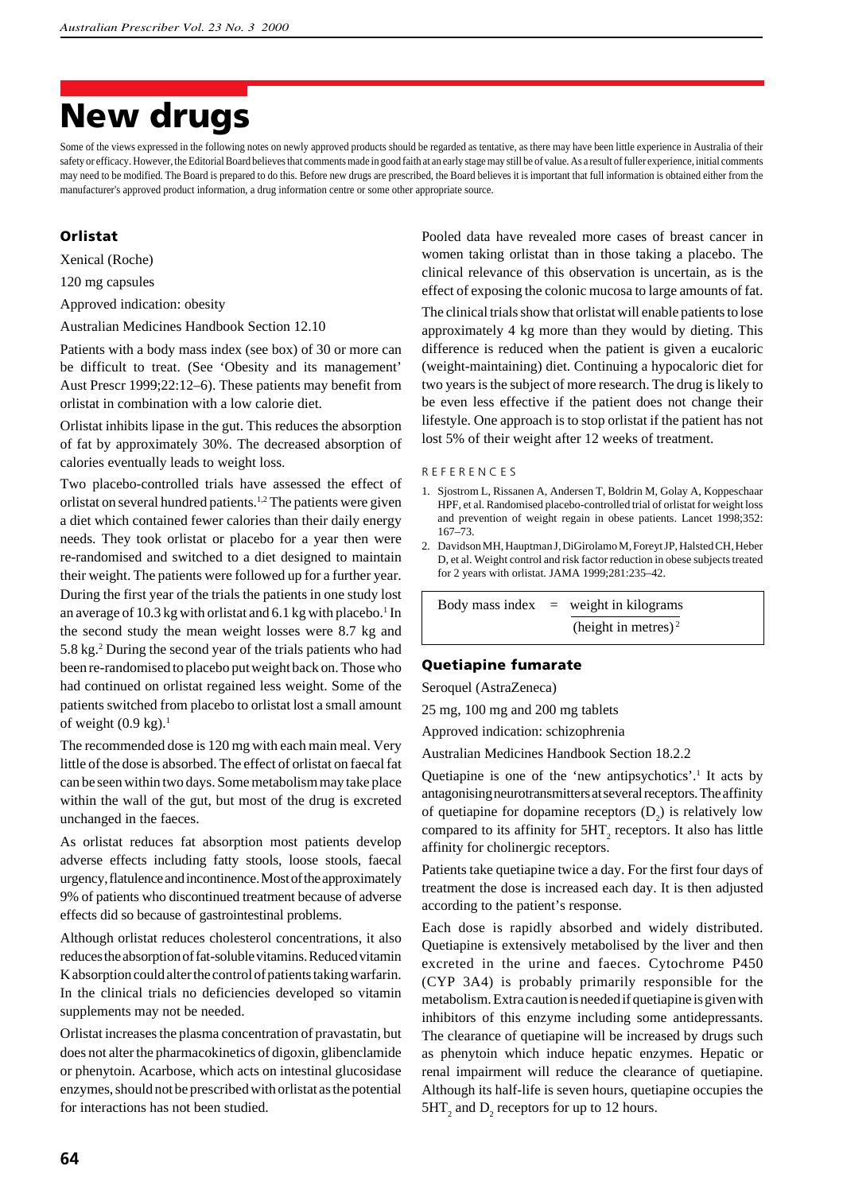# New drugs

Some of the views expressed in the following notes on newly approved products should be regarded as tentative, as there may have been little experience in Australia of their safety or efficacy. However, the Editorial Board believes that comments made in good faith at an early stage may still be of value. As a result of fuller experience, initial comments may need to be modified. The Board is prepared to do this. Before new drugs are prescribed, the Board believes it is important that full information is obtained either from the manufacturer's approved product information, a drug information centre or some other appropriate source.

## Orlistat

Xenical (Roche)

120 mg capsules

Approved indication: obesity

Australian Medicines Handbook Section 12.10

Patients with a body mass index (see box) of 30 or more can be difficult to treat. (See 'Obesity and its management' Aust Prescr 1999;22:12–6). These patients may benefit from orlistat in combination with a low calorie diet.

Orlistat inhibits lipase in the gut. This reduces the absorption of fat by approximately 30%. The decreased absorption of calories eventually leads to weight loss.

Two placebo-controlled trials have assessed the effect of orlistat on several hundred patients.[1,2] The patients were given a diet which contained fewer calories than their daily energy needs. They took orlistat or placebo for a year then were re-randomised and switched to a diet designed to maintain their weight. The patients were followed up for a further year. During the first year of the trials the patients in one study lost an average of 10.3 kg with orlistat and 6.1 kg with placebo.[1] In the second study the mean weight losses were 8.7 kg and 5.8 kg.[2] During the second year of the trials the patients who had been re-randomised to placebo put weight back on. Those who had continued on orlistat regained less weight. Some of the patients switched from placebo to orlistat lost a small amount of weight (0.9 kg).[1]

The recommended dose is 120 mg with each main meal. Very little of the dose is absorbed. The effect of orlistat on faecal fat can be seen within two days. Some metabolism may take place within the wall of the gut, but most of the drug is excreted unchanged in the faeces.

As orlistat reduces fat absorption most patients develop adverse effects including fatty stools, loose stools, faecal urgency, flatulence and incontinence. Most of the approximately 9% of patients who discontinued treatment because of adverse effects did so because of gastrointestinal problems.

Although orlistat reduces cholesterol concentrations, it also reduces the absorption of fat-soluble vitamins. Reduced vitamin K absorption could alter the control of patients taking warfarin. In the clinical trials no deficiencies developed so vitamin supplements may not be needed.

Orlistat increases the plasma concentration of pravastatin, but does not alter the pharmacokinetics of digoxin, glibenclamide or phenytoin. Acarbose, which acts on intestinal glucosidase enzymes, should not be prescribed with orlistat as the potential for interactions has not been studied.

Pooled data have revealed more cases of breast cancer in women taking orlistat than in those taking a placebo. The clinical relevance of this observation is uncertain, as is the effect of exposing the colonic mucosa to large amounts of fat.

The clinical trials show that orlistat will enable patients to lose approximately 4 kg more than they would by dieting. This difference is reduced when the patient is given a eucaloric (weight-maintaining) diet. Continuing a hypocaloric diet for two years is the subject of more research. The drug is likely to be even less effective if the patient does not change their lifestyle. One approach is to stop orlistat if the patient has not lost 5% of their weight after 12 weeks of treatment.

REFERENCES

1. Sjostrom L, Rissanen A, Andersen T, Boldrin M, Golay A, Koppeschaar HPF, et al. Randomised placebo-controlled trial of orlistat for weight loss and prevention of weight regain in obese patients. Lancet 1998;352: 167–73.
2. Davidson MH, Hauptman J, DiGirolamo M, Foreyt JP, Halsted CH, Heber D, et al. Weight control and risk factor reduction in obese subjects treated for 2 years with orlistat. JAMA 1999;281:235–42.

$$\text{Body mass index} = \frac{\text{weight in kilograms}}{(\text{height in metres})^2}$$

## Quetiapine fumarate

Seroquel (AstraZeneca)

25 mg, 100 mg and 200 mg tablets

Approved indication: schizophrenia

Australian Medicines Handbook Section 18.2.2

Quetiapine is one of the 'new antipsychotics'.[1] It acts by antagonising neurotransmitters at several receptors. The affinity of quetiapine for dopamine receptors ($D_2$) is relatively low compared to its affinity for $5HT_2$ receptors. It also has little affinity for cholinergic receptors.

Patients take quetiapine twice a day. For the first four days of treatment the dose is increased each day. It is then adjusted according to the patient's response.

Each dose is rapidly absorbed and widely distributed. Quetiapine is extensively metabolised by the liver and then excreted in the urine and faeces. Cytochrome P450 (CYP 3A4) is probably primarily responsible for the metabolism. Extra caution is needed if quetiapine is given with inhibitors of this enzyme including some antidepressants. The clearance of quetiapine will be increased by drugs such as phenytoin which induce hepatic enzymes. Hepatic or renal impairment will reduce the clearance of quetiapine. Although its half-life is seven hours, quetiapine occupies the $5HT_2$ and $D_2$ receptors for up to 12 hours.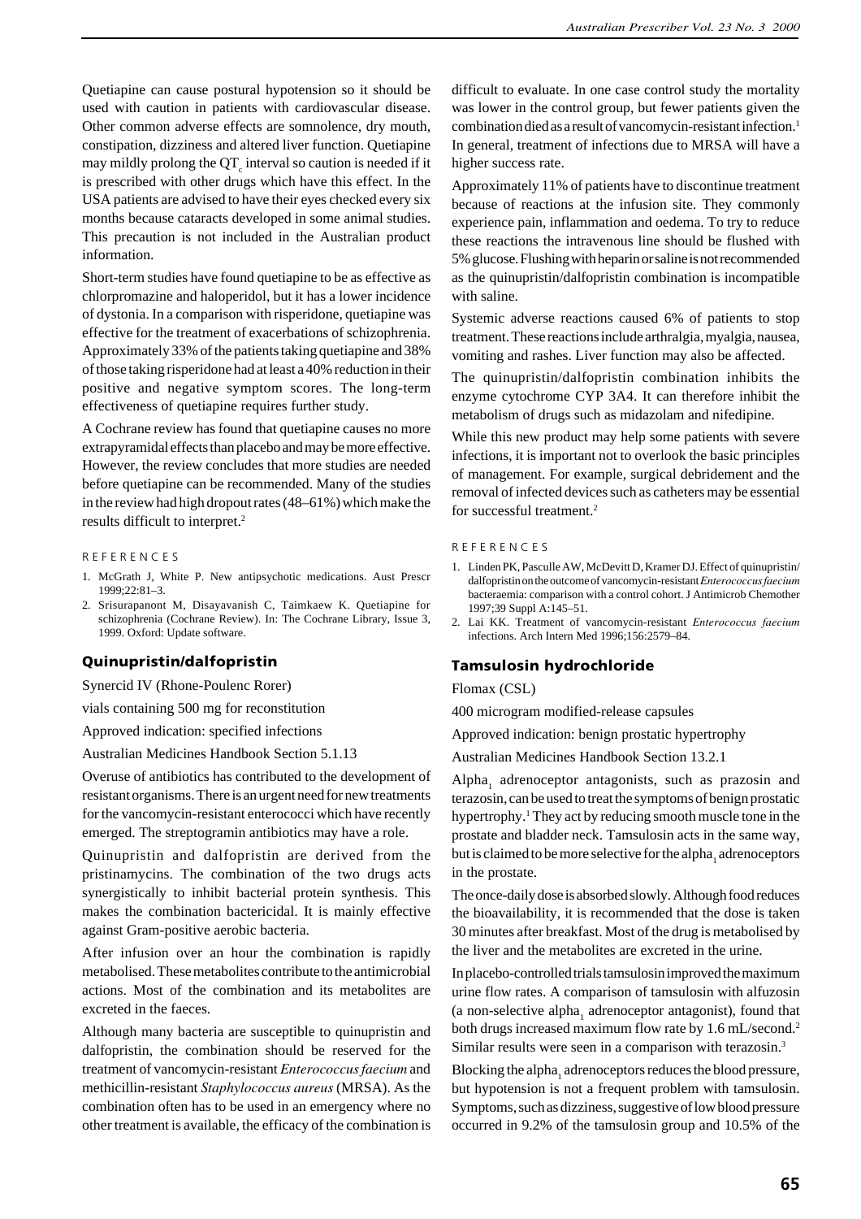Quetiapine can cause postural hypotension so it should be used with caution in patients with cardiovascular disease. Other common adverse effects are somnolence, dry mouth, constipation, dizziness and altered liver function. Quetiapine may mildly prolong the $QT_c$ interval so caution is needed if it is prescribed with other drugs which have this effect. In the USA patients are advised to have their eyes checked every six months because cataracts developed in some animal studies. This precaution is not included in the Australian product information.

Short-term studies have found quetiapine to be as effective as chlorpromazine and haloperidol, but it has a lower incidence of dystonia. In a comparison with risperidone, quetiapine was effective for the treatment of exacerbations of schizophrenia. Approximately 33% of the patients taking quetiapine and 38% of those taking risperidone had at least a 40% reduction in their positive and negative symptom scores. The long-term effectiveness of quetiapine requires further study.

A Cochrane review has found that quetiapine causes no more extrapyramidal effects than placebo and may be more effective. However, the review concludes that more studies are needed before quetiapine can be recommended. Many of the studies in the review had high dropout rates (48–61%) which make the results difficult to interpret.[2]

REFERENCES

1. McGrath J, White P. New antipsychotic medications. Aust Prescr 1999;22:81–3.
2. Srisurapanont M, Disayavanish C, Taimkaew K. Quetiapine for schizophrenia (Cochrane Review). In: The Cochrane Library, Issue 3, 1999. Oxford: Update software.

## Quinupristin/dalfopristin

Synercid IV (Rhone-Poulenc Rorer)

vials containing 500 mg for reconstitution

Approved indication: specified infections

Australian Medicines Handbook Section 5.1.13

Overuse of antibiotics has contributed to the development of resistant organisms. There is an urgent need for new treatments for the vancomycin-resistant enterococci which have recently emerged. The streptogramin antibiotics may have a role.

Quinupristin and dalfopristin are derived from the pristinamycins. The combination of the two drugs acts synergistically to inhibit bacterial protein synthesis. This makes the combination bactericidal. It is mainly effective against Gram-positive aerobic bacteria.

After infusion over an hour the combination is rapidly metabolised. These metabolites contribute to the antimicrobial actions. Most of the combination and its metabolites are excreted in the faeces.

Although many bacteria are susceptible to quinupristin and dalfopristin, the combination should be reserved for the treatment of vancomycin-resistant *Enterococcus faecium* and methicillin-resistant *Staphylococcus aureus* (MRSA). As the combination often has to be used in an emergency where no other treatment is available, the efficacy of the combination is difficult to evaluate. In one case control study the mortality was lower in the control group, but fewer patients given the combination died as a result of vancomycin-resistant infection.[1] In general, treatment of infections due to MRSA will have a higher success rate.

Approximately 11% of patients have to discontinue treatment because of reactions at the infusion site. They commonly experience pain, inflammation and oedema. To try to reduce these reactions the intravenous line should be flushed with 5% glucose. Flushing with heparin or saline is not recommended as the quinupristin/dalfopristin combination is incompatible with saline.

Systemic adverse reactions caused 6% of patients to stop treatment. These reactions include arthralgia, myalgia, nausea, vomiting and rashes. Liver function may also be affected.

The quinupristin/dalfopristin combination inhibits the enzyme cytochrome CYP 3A4. It can therefore inhibit the metabolism of drugs such as midazolam and nifedipine.

While this new product may help some patients with severe infections, it is important not to overlook the basic principles of management. For example, surgical debridement and the removal of infected devices such as catheters may be essential for successful treatment.[2]

REFERENCES

1. Linden PK, Pasculle AW, McDevitt D, Kramer DJ. Effect of quinupristin/dalfopristin on the outcome of vancomycin-resistant *Enterococcus faecium* bacteraemia: comparison with a control cohort. J Antimicrob Chemother 1997;39 Suppl A:145–51.
2. Lai KK. Treatment of vancomycin-resistant *Enterococcus faecium* infections. Arch Intern Med 1996;156:2579–84.

## Tamsulosin hydrochloride

Flomax (CSL)

400 microgram modified-release capsules

Approved indication: benign prostatic hypertrophy

Australian Medicines Handbook Section 13.2.1

$Alpha_1$ adrenoceptor antagonists, such as prazosin and terazosin, can be used to treat the symptoms of benign prostatic hypertrophy.[1] They act by reducing smooth muscle tone in the prostate and bladder neck. Tamsulosin acts in the same way, but is claimed to be more selective for the $alpha_1$ adrenoceptors in the prostate.

The once-daily dose is absorbed slowly. Although food reduces the bioavailability, it is recommended that the dose is taken 30 minutes after breakfast. Most of the drug is metabolised by the liver and the metabolites are excreted in the urine.

In placebo-controlled trials tamsulosin improved the maximum urine flow rates. A comparison of tamsulosin with alfuzosin (a non-selective $alpha_1$ adrenoceptor antagonist), found that both drugs increased maximum flow rate by 1.6 mL/second.[2] Similar results were seen in a comparison with terazosin.[3]

Blocking the $alpha_1$ adrenoceptors reduces the blood pressure, but hypotension is not a frequent problem with tamsulosin. Symptoms, such as dizziness, suggestive of low blood pressure occurred in 9.2% of the tamsulosin group and 10.5% of the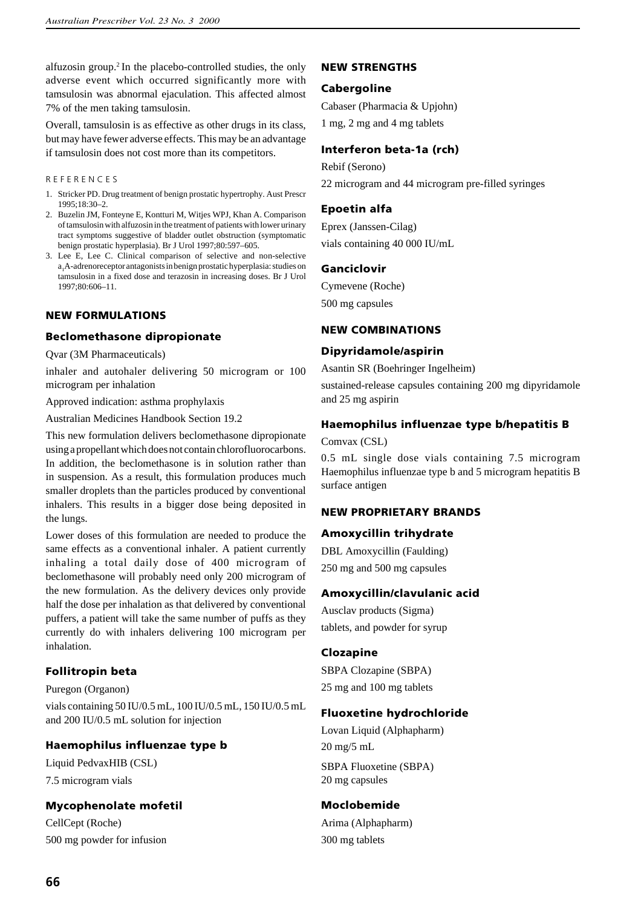alfuzosin group.[2] In the placebo-controlled studies, the only adverse event which occurred significantly more with tamsulosin was abnormal ejaculation. This affected almost 7% of the men taking tamsulosin.

Overall, tamsulosin is as effective as other drugs in its class, but may have fewer adverse effects. This may be an advantage if tamsulosin does not cost more than its competitors.

REFERENCES

1. Stricker PD. Drug treatment of benign prostatic hypertrophy. Aust Prescr 1995;18:30–2.
2. Buzelin JM, Fonteyne E, Kontturi M, Witjes WPJ, Khan A. Comparison of tamsulosin with alfuzosin in the treatment of patients with lower urinary tract symptoms suggestive of bladder outlet obstruction (symptomatic benign prostatic hyperplasia). Br J Urol 1997;80:597–605.
3. Lee E, Lee C. Clinical comparison of selective and non-selective $a_1$A-adrenoreceptor antagonists in benign prostatic hyperplasia: studies on tamsulosin in a fixed dose and terazosin in increasing doses. Br J Urol 1997;80:606–11.

## NEW FORMULATIONS

### Beclomethasone dipropionate

Qvar (3M Pharmaceuticals)

inhaler and autohaler delivering 50 microgram or 100 microgram per inhalation

Approved indication: asthma prophylaxis

Australian Medicines Handbook Section 19.2

This new formulation delivers beclomethasone dipropionate using a propellant which does not contain chlorofluorocarbons. In addition, the beclomethasone is in solution rather than in suspension. As a result, this formulation produces much smaller droplets than the particles produced by conventional inhalers. This results in a bigger dose being deposited in the lungs.

Lower doses of this formulation are needed to produce the same effects as a conventional inhaler. A patient currently inhaling a total daily dose of 400 microgram of beclomethasone will probably need only 200 microgram of the new formulation. As the delivery devices only provide half the dose per inhalation as that delivered by conventional puffers, a patient will take the same number of puffs as they currently do with inhalers delivering 100 microgram per inhalation.

### Follitropin beta

Puregon (Organon)

vials containing 50 IU/0.5 mL, 100 IU/0.5 mL, 150 IU/0.5 mL and 200 IU/0.5 mL solution for injection

### Haemophilus influenzae type b

Liquid PedvaxHIB (CSL)

7.5 microgram vials

### Mycophenolate mofetil

CellCept (Roche)

500 mg powder for infusion

## NEW STRENGTHS

### Cabergoline

Cabaser (Pharmacia & Upjohn)

1 mg, 2 mg and 4 mg tablets

### Interferon beta-1a (rch)

Rebif (Serono)

22 microgram and 44 microgram pre-filled syringes

### Epoetin alfa

Eprex (Janssen-Cilag)

vials containing 40 000 IU/mL

### Ganciclovir

Cymevene (Roche)

500 mg capsules

## NEW COMBINATIONS

### Dipyridamole/aspirin

Asantin SR (Boehringer Ingelheim)

sustained-release capsules containing 200 mg dipyridamole and 25 mg aspirin

### Haemophilus influenzae type b/hepatitis B

Comvax (CSL)

0.5 mL single dose vials containing 7.5 microgram Haemophilus influenzae type b and 5 microgram hepatitis B surface antigen

## NEW PROPRIETARY BRANDS

### Amoxycillin trihydrate

DBL Amoxycillin (Faulding)

250 mg and 500 mg capsules

### Amoxycillin/clavulanic acid

Ausclav products (Sigma)

tablets, and powder for syrup

### Clozapine

SBPA Clozapine (SBPA)

25 mg and 100 mg tablets

### Fluoxetine hydrochloride

Lovan Liquid (Alphapharm)

20 mg/5 mL

SBPA Fluoxetine (SBPA)

20 mg capsules

### Moclobemide

Arima (Alphapharm)

300 mg tablets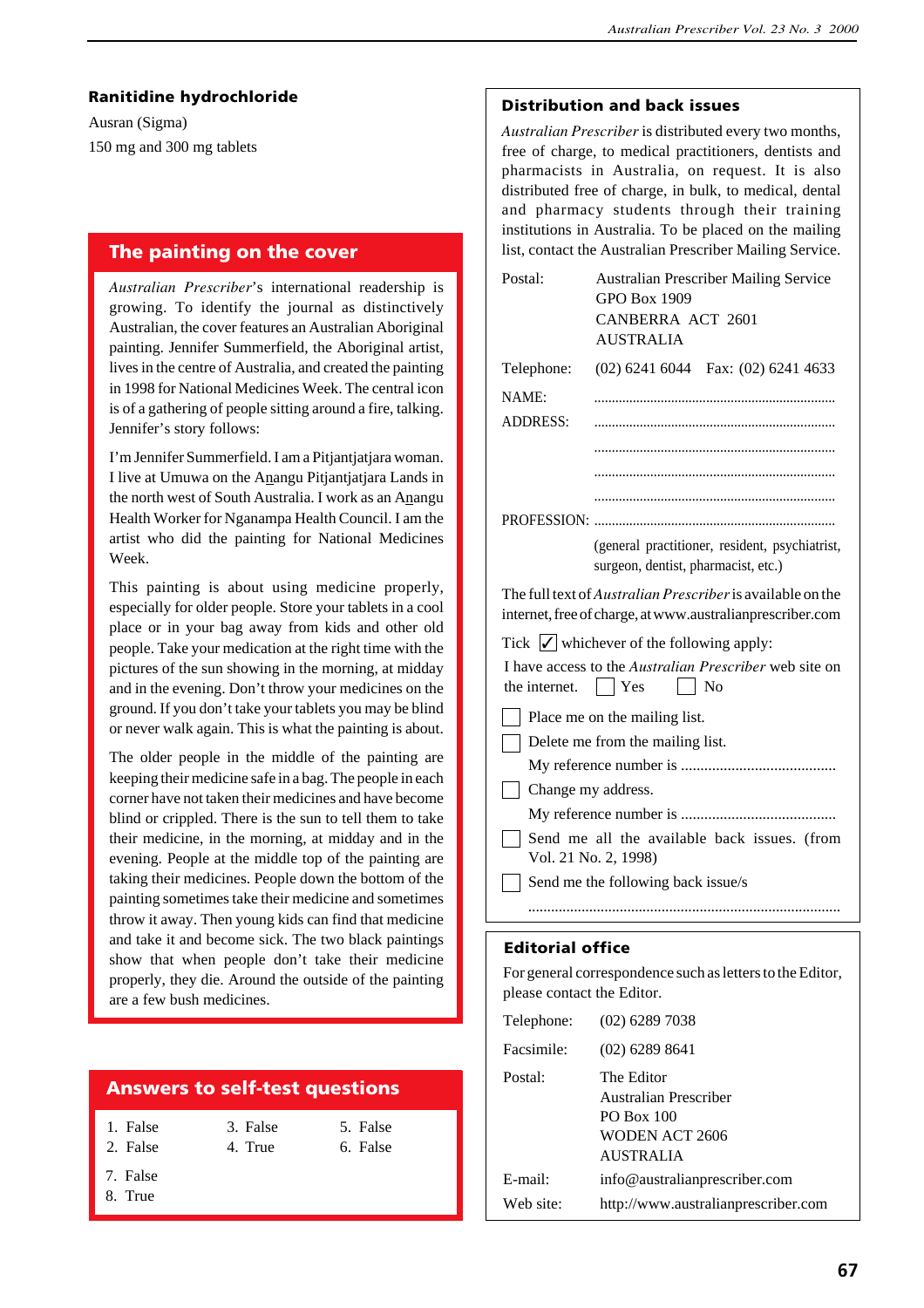### Ranitidine hydrochloride

Ausran (Sigma)

150 mg and 300 mg tablets

## The painting on the cover

*Australian Prescriber*'s international readership is growing. To identify the journal as distinctively Australian, the cover features an Australian Aboriginal painting. Jennifer Summerfield, the Aboriginal artist, lives in the centre of Australia, and created the painting in 1998 for National Medicines Week. The central icon is of a gathering of people sitting around a fire, talking. Jennifer's story follows:

I'm Jennifer Summerfield. I am a Pitjantjatjara woman. I live at Umuwa on the Anangu Pitjantjatjara Lands in the north west of South Australia. I work as an Anangu Health Worker for Nganampa Health Council. I am the artist who did the painting for National Medicines Week.

This painting is about using medicine properly, especially for older people. Store your tablets in a cool place or in your bag away from kids and other old people. Take your medication at the right time with the pictures of the sun showing in the morning, at midday and in the evening. Don't throw your medicines on the ground. If you don't take your tablets you may be blind or never walk again. This is what the painting is about.

The older people in the middle of the painting are keeping their medicine safe in a bag. The people in each corner have not taken their medicines and have become blind or crippled. There is the sun to tell them to take their medicine, in the morning, at midday and in the evening. People at the middle top of the painting are taking their medicines. People down the bottom of the painting sometimes take their medicine and sometimes throw it away. Then young kids can find that medicine and take it and become sick. The two black paintings show that when people don't take their medicine properly, they die. Around the outside of the painting are a few bush medicines.

## Answers to self-test questions

1. False
2. False
3. False
4. True
5. False
6. False
7. False
8. True

## Distribution and back issues

*Australian Prescriber* is distributed every two months, free of charge, to medical practitioners, dentists and pharmacists in Australia, on request. It is also distributed free of charge, in bulk, to medical, dental and pharmacy students through their training institutions in Australia. To be placed on the mailing list, contact the Australian Prescriber Mailing Service.

Postal: Australian Prescriber Mailing Service
GPO Box 1909
CANBERRA ACT 2601
AUSTRALIA

Telephone: (02) 6241 6044 Fax: (02) 6241 4633

NAME: ..........................................................................

ADDRESS: ..........................................................................

..........................................................................

..........................................................................

..........................................................................

PROFESSION: ..........................................................................

(general practitioner, resident, psychiatrist, surgeon, dentist, pharmacist, etc.)

The full text of *Australian Prescriber* is available on the internet, free of charge, at www.australianprescriber.com

Tick ☑ whichever of the following apply:

I have access to the *Australian Prescriber* web site on the internet. ☐ Yes ☐ No

☐ Place me on the mailing list.

☐ Delete me from the mailing list.
My reference number is ........................................

☐ Change my address.
My reference number is ........................................

☐ Send me all the available back issues. (from Vol. 21 No. 2, 1998)

☐ Send me the following back issue/s
..........................................................................

## Editorial office

For general correspondence such as letters to the Editor, please contact the Editor.

Telephone: (02) 6289 7038

Facsimile: (02) 6289 8641

Postal: The Editor
Australian Prescriber
PO Box 100
WODEN ACT 2606
AUSTRALIA

E-mail: info@australianprescriber.com

Web site: http://www.australianprescriber.com